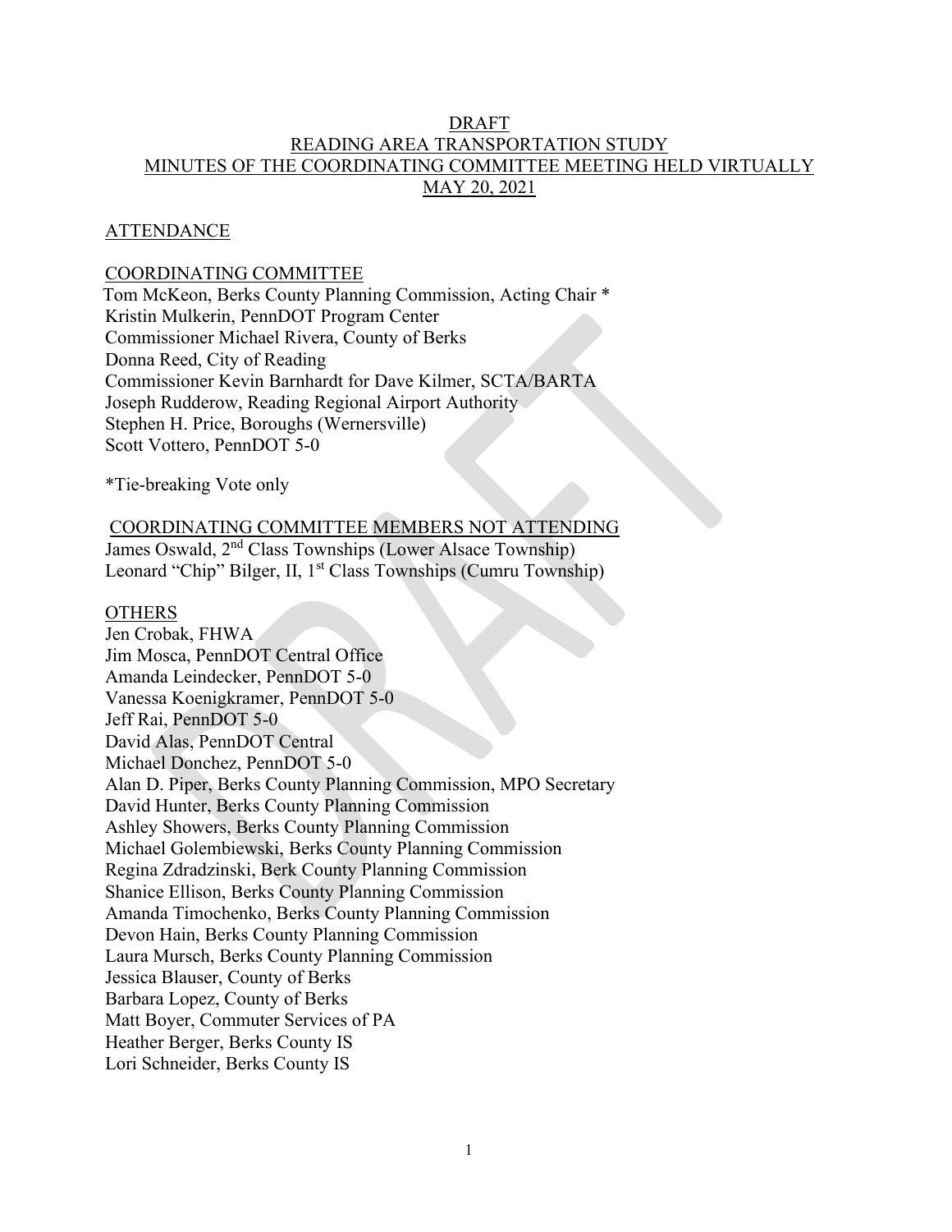# DRAFT
# READING AREA TRANSPORTATION STUDY
# MINUTES OF THE COORDINATING COMMITTEE MEETING HELD VIRTUALLY
# MAY 20, 2021

## ATTENDANCE

### COORDINATING COMMITTEE

Tom McKeon, Berks County Planning Commission, Acting Chair *
Kristin Mulkerin, PennDOT Program Center
Commissioner Michael Rivera, County of Berks
Donna Reed, City of Reading
Commissioner Kevin Barnhardt for Dave Kilmer, SCTA/BARTA
Joseph Rudderow, Reading Regional Airport Authority
Stephen H. Price, Boroughs (Wernersville)
Scott Vottero, PennDOT 5-0

*Tie-breaking Vote only

### COORDINATING COMMITTEE MEMBERS NOT ATTENDING

James Oswald, 2nd Class Townships (Lower Alsace Township)
Leonard "Chip" Bilger, II, 1st Class Townships (Cumru Township)

### OTHERS

Jen Crobak, FHWA
Jim Mosca, PennDOT Central Office
Amanda Leindecker, PennDOT 5-0
Vanessa Koenigkramer, PennDOT 5-0
Jeff Rai, PennDOT 5-0
David Alas, PennDOT Central
Michael Donchez, PennDOT 5-0
Alan D. Piper, Berks County Planning Commission, MPO Secretary
David Hunter, Berks County Planning Commission
Ashley Showers, Berks County Planning Commission
Michael Golembiewski, Berks County Planning Commission
Regina Zdradzinski, Berk County Planning Commission
Shanice Ellison, Berks County Planning Commission
Amanda Timochenko, Berks County Planning Commission
Devon Hain, Berks County Planning Commission
Laura Mursch, Berks County Planning Commission
Jessica Blauser, County of Berks
Barbara Lopez, County of Berks
Matt Boyer, Commuter Services of PA
Heather Berger, Berks County IS
Lori Schneider, Berks County IS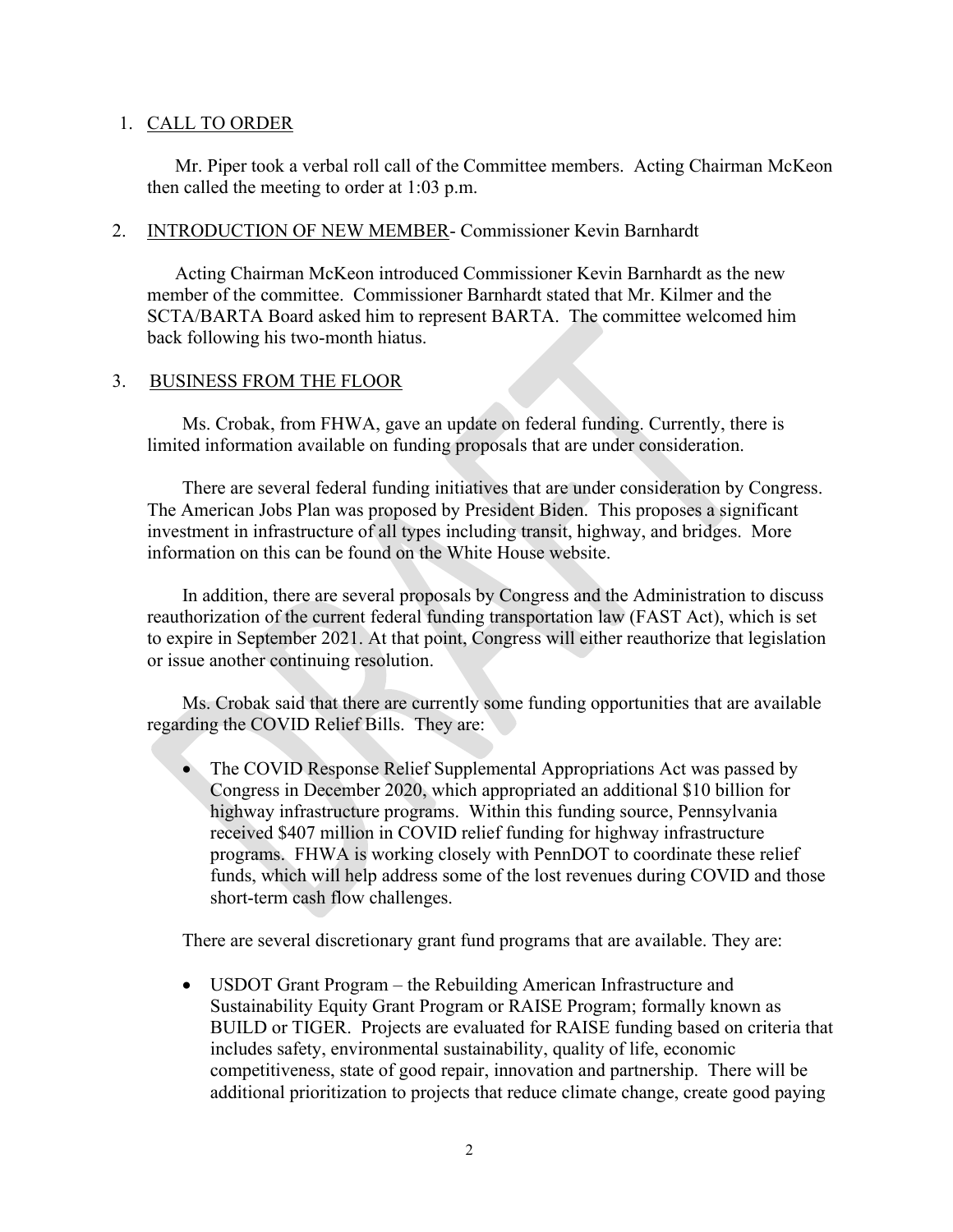1. CALL TO ORDER

Mr. Piper took a verbal roll call of the Committee members. Acting Chairman McKeon then called the meeting to order at 1:03 p.m.

2. INTRODUCTION OF NEW MEMBER- Commissioner Kevin Barnhardt

Acting Chairman McKeon introduced Commissioner Kevin Barnhardt as the new member of the committee. Commissioner Barnhardt stated that Mr. Kilmer and the SCTA/BARTA Board asked him to represent BARTA. The committee welcomed him back following his two-month hiatus.

3. BUSINESS FROM THE FLOOR

Ms. Crobak, from FHWA, gave an update on federal funding. Currently, there is limited information available on funding proposals that are under consideration.

There are several federal funding initiatives that are under consideration by Congress. The American Jobs Plan was proposed by President Biden. This proposes a significant investment in infrastructure of all types including transit, highway, and bridges. More information on this can be found on the White House website.

In addition, there are several proposals by Congress and the Administration to discuss reauthorization of the current federal funding transportation law (FAST Act), which is set to expire in September 2021. At that point, Congress will either reauthorize that legislation or issue another continuing resolution.

Ms. Crobak said that there are currently some funding opportunities that are available regarding the COVID Relief Bills. They are:

- The COVID Response Relief Supplemental Appropriations Act was passed by Congress in December 2020, which appropriated an additional $10 billion for highway infrastructure programs. Within this funding source, Pennsylvania received $407 million in COVID relief funding for highway infrastructure programs. FHWA is working closely with PennDOT to coordinate these relief funds, which will help address some of the lost revenues during COVID and those short-term cash flow challenges.

There are several discretionary grant fund programs that are available. They are:

- USDOT Grant Program – the Rebuilding American Infrastructure and Sustainability Equity Grant Program or RAISE Program; formally known as BUILD or TIGER. Projects are evaluated for RAISE funding based on criteria that includes safety, environmental sustainability, quality of life, economic competitiveness, state of good repair, innovation and partnership. There will be additional prioritization to projects that reduce climate change, create good paying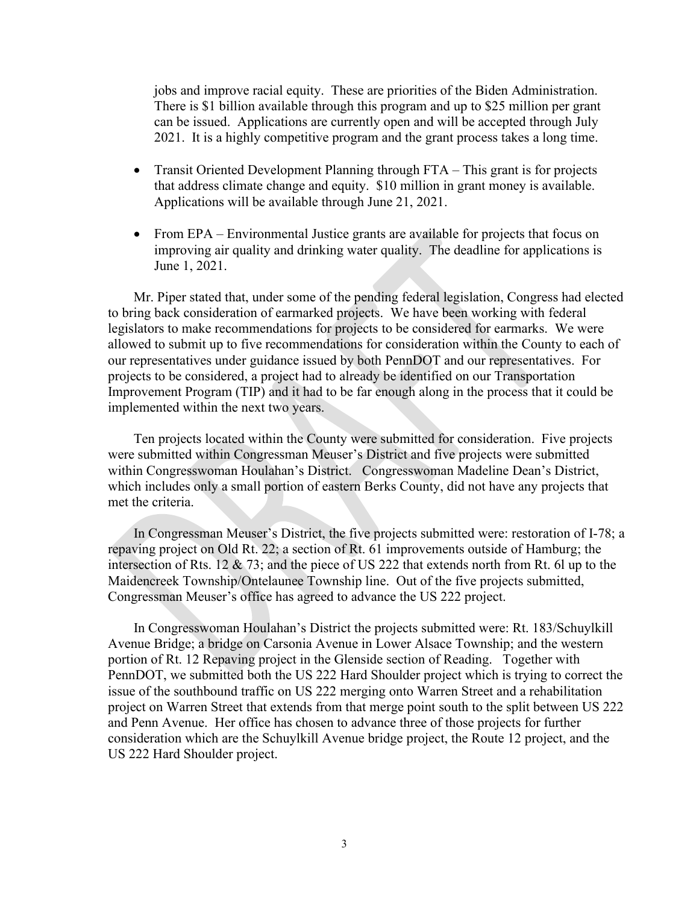jobs and improve racial equity. These are priorities of the Biden Administration. There is $1 billion available through this program and up to $25 million per grant can be issued. Applications are currently open and will be accepted through July 2021. It is a highly competitive program and the grant process takes a long time.

- Transit Oriented Development Planning through FTA – This grant is for projects that address climate change and equity. $10 million in grant money is available. Applications will be available through June 21, 2021.
- From EPA – Environmental Justice grants are available for projects that focus on improving air quality and drinking water quality. The deadline for applications is June 1, 2021.

Mr. Piper stated that, under some of the pending federal legislation, Congress had elected to bring back consideration of earmarked projects. We have been working with federal legislators to make recommendations for projects to be considered for earmarks. We were allowed to submit up to five recommendations for consideration within the County to each of our representatives under guidance issued by both PennDOT and our representatives. For projects to be considered, a project had to already be identified on our Transportation Improvement Program (TIP) and it had to be far enough along in the process that it could be implemented within the next two years.

Ten projects located within the County were submitted for consideration. Five projects were submitted within Congressman Meuser's District and five projects were submitted within Congresswoman Houlahan's District. Congresswoman Madeline Dean's District, which includes only a small portion of eastern Berks County, did not have any projects that met the criteria.

In Congressman Meuser's District, the five projects submitted were: restoration of I-78; a repaving project on Old Rt. 22; a section of Rt. 61 improvements outside of Hamburg; the intersection of Rts. 12 & 73; and the piece of US 222 that extends north from Rt. 6l up to the Maidencreek Township/Ontelaunee Township line. Out of the five projects submitted, Congressman Meuser's office has agreed to advance the US 222 project.

In Congresswoman Houlahan's District the projects submitted were: Rt. 183/Schuylkill Avenue Bridge; a bridge on Carsonia Avenue in Lower Alsace Township; and the western portion of Rt. 12 Repaving project in the Glenside section of Reading. Together with PennDOT, we submitted both the US 222 Hard Shoulder project which is trying to correct the issue of the southbound traffic on US 222 merging onto Warren Street and a rehabilitation project on Warren Street that extends from that merge point south to the split between US 222 and Penn Avenue. Her office has chosen to advance three of those projects for further consideration which are the Schuylkill Avenue bridge project, the Route 12 project, and the US 222 Hard Shoulder project.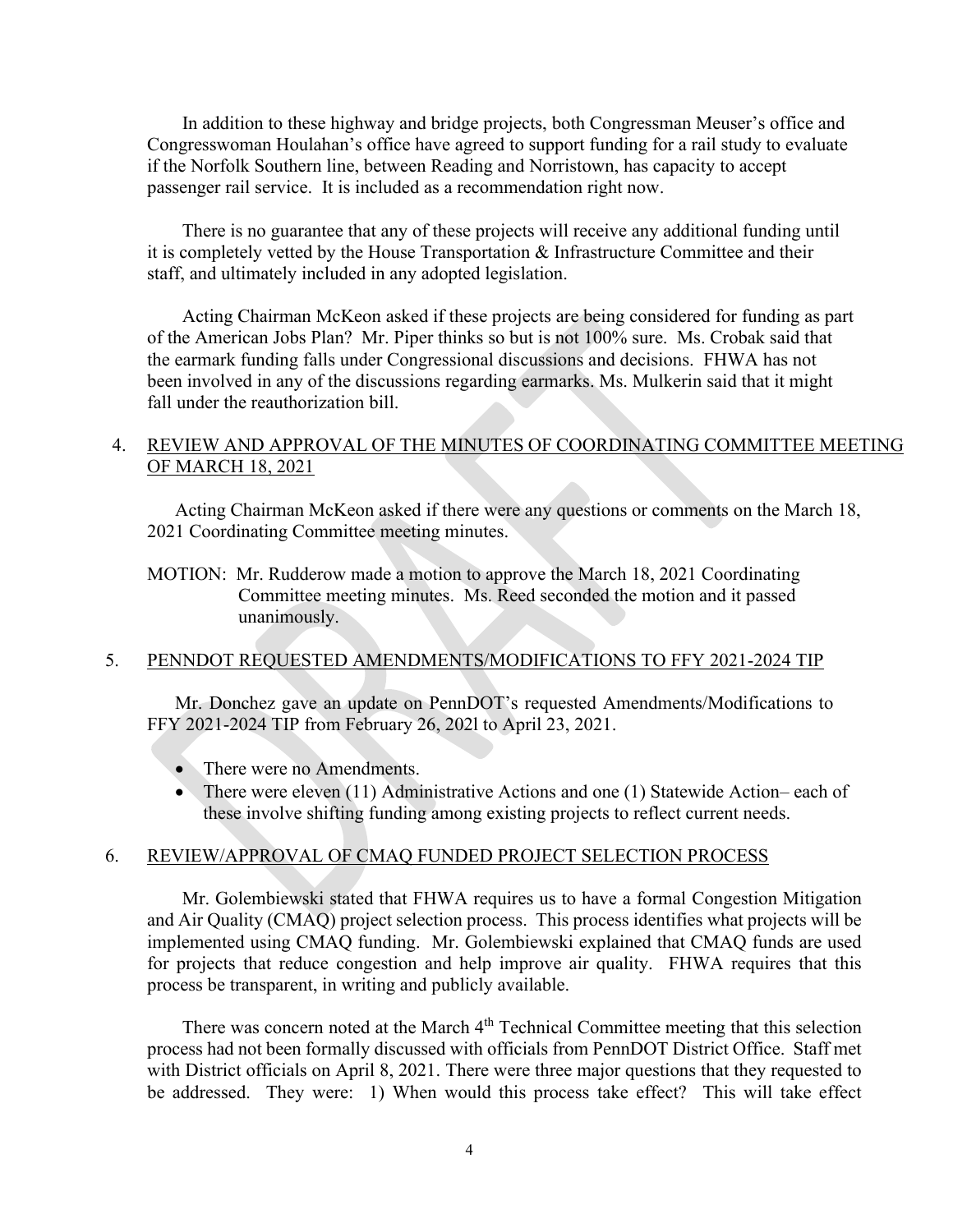In addition to these highway and bridge projects, both Congressman Meuser's office and Congresswoman Houlahan's office have agreed to support funding for a rail study to evaluate if the Norfolk Southern line, between Reading and Norristown, has capacity to accept passenger rail service. It is included as a recommendation right now.

There is no guarantee that any of these projects will receive any additional funding until it is completely vetted by the House Transportation & Infrastructure Committee and their staff, and ultimately included in any adopted legislation.

Acting Chairman McKeon asked if these projects are being considered for funding as part of the American Jobs Plan? Mr. Piper thinks so but is not 100% sure. Ms. Crobak said that the earmark funding falls under Congressional discussions and decisions. FHWA has not been involved in any of the discussions regarding earmarks. Ms. Mulkerin said that it might fall under the reauthorization bill.

4. REVIEW AND APPROVAL OF THE MINUTES OF COORDINATING COMMITTEE MEETING OF MARCH 18, 2021

Acting Chairman McKeon asked if there were any questions or comments on the March 18, 2021 Coordinating Committee meeting minutes.

MOTION: Mr. Rudderow made a motion to approve the March 18, 2021 Coordinating Committee meeting minutes. Ms. Reed seconded the motion and it passed unanimously.

5. PENNDOT REQUESTED AMENDMENTS/MODIFICATIONS TO FFY 2021-2024 TIP

Mr. Donchez gave an update on PennDOT's requested Amendments/Modifications to FFY 2021-2024 TIP from February 26, 202l to April 23, 2021.

- There were no Amendments.
- There were eleven (11) Administrative Actions and one (1) Statewide Action– each of these involve shifting funding among existing projects to reflect current needs.

6. REVIEW/APPROVAL OF CMAQ FUNDED PROJECT SELECTION PROCESS

Mr. Golembiewski stated that FHWA requires us to have a formal Congestion Mitigation and Air Quality (CMAQ) project selection process. This process identifies what projects will be implemented using CMAQ funding. Mr. Golembiewski explained that CMAQ funds are used for projects that reduce congestion and help improve air quality. FHWA requires that this process be transparent, in writing and publicly available.

There was concern noted at the March 4th Technical Committee meeting that this selection process had not been formally discussed with officials from PennDOT District Office. Staff met with District officials on April 8, 2021. There were three major questions that they requested to be addressed. They were: 1) When would this process take effect? This will take effect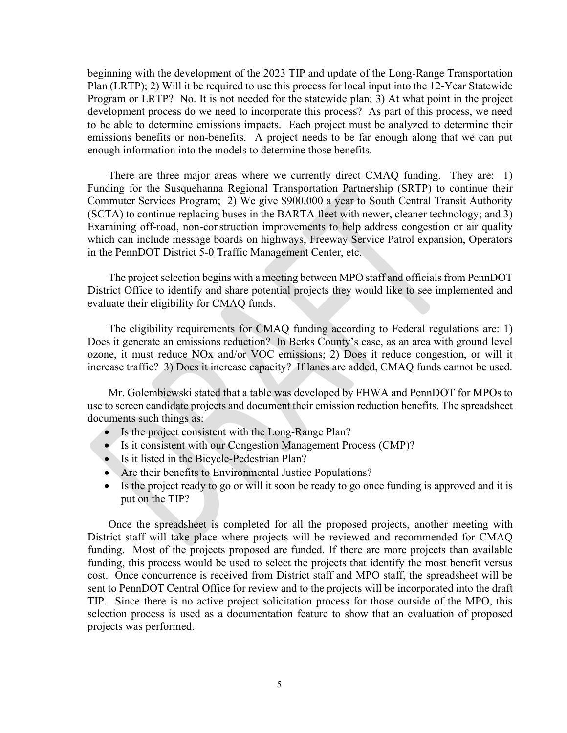beginning with the development of the 2023 TIP and update of the Long-Range Transportation Plan (LRTP); 2) Will it be required to use this process for local input into the 12-Year Statewide Program or LRTP? No. It is not needed for the statewide plan; 3) At what point in the project development process do we need to incorporate this process? As part of this process, we need to be able to determine emissions impacts. Each project must be analyzed to determine their emissions benefits or non-benefits. A project needs to be far enough along that we can put enough information into the models to determine those benefits.

There are three major areas where we currently direct CMAQ funding. They are: 1) Funding for the Susquehanna Regional Transportation Partnership (SRTP) to continue their Commuter Services Program; 2) We give $900,000 a year to South Central Transit Authority (SCTA) to continue replacing buses in the BARTA fleet with newer, cleaner technology; and 3) Examining off-road, non-construction improvements to help address congestion or air quality which can include message boards on highways, Freeway Service Patrol expansion, Operators in the PennDOT District 5-0 Traffic Management Center, etc.

The project selection begins with a meeting between MPO staff and officials from PennDOT District Office to identify and share potential projects they would like to see implemented and evaluate their eligibility for CMAQ funds.

The eligibility requirements for CMAQ funding according to Federal regulations are: 1) Does it generate an emissions reduction? In Berks County's case, as an area with ground level ozone, it must reduce NOx and/or VOC emissions; 2) Does it reduce congestion, or will it increase traffic? 3) Does it increase capacity? If lanes are added, CMAQ funds cannot be used.

Mr. Golembiewski stated that a table was developed by FHWA and PennDOT for MPOs to use to screen candidate projects and document their emission reduction benefits. The spreadsheet documents such things as:

- Is the project consistent with the Long-Range Plan?
- Is it consistent with our Congestion Management Process (CMP)?
- Is it listed in the Bicycle-Pedestrian Plan?
- Are their benefits to Environmental Justice Populations?
- Is the project ready to go or will it soon be ready to go once funding is approved and it is put on the TIP?

Once the spreadsheet is completed for all the proposed projects, another meeting with District staff will take place where projects will be reviewed and recommended for CMAQ funding. Most of the projects proposed are funded. If there are more projects than available funding, this process would be used to select the projects that identify the most benefit versus cost. Once concurrence is received from District staff and MPO staff, the spreadsheet will be sent to PennDOT Central Office for review and to the projects will be incorporated into the draft TIP. Since there is no active project solicitation process for those outside of the MPO, this selection process is used as a documentation feature to show that an evaluation of proposed projects was performed.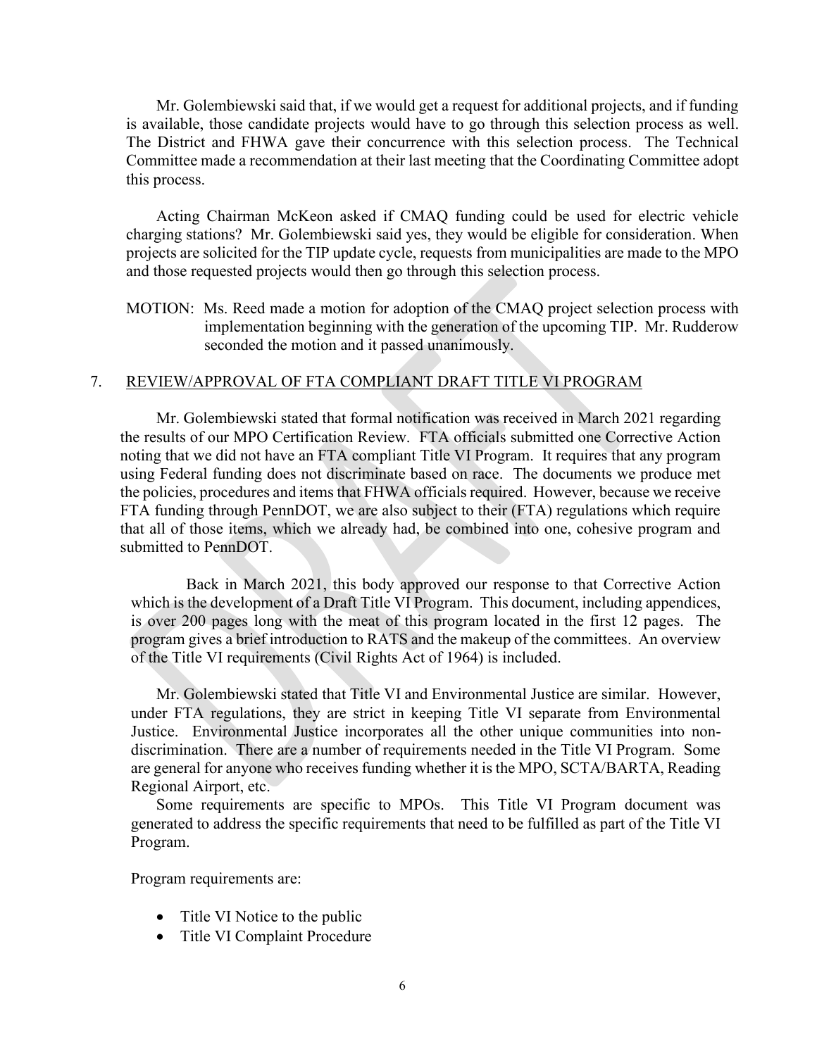Mr. Golembiewski said that, if we would get a request for additional projects, and if funding is available, those candidate projects would have to go through this selection process as well. The District and FHWA gave their concurrence with this selection process. The Technical Committee made a recommendation at their last meeting that the Coordinating Committee adopt this process.

Acting Chairman McKeon asked if CMAQ funding could be used for electric vehicle charging stations? Mr. Golembiewski said yes, they would be eligible for consideration. When projects are solicited for the TIP update cycle, requests from municipalities are made to the MPO and those requested projects would then go through this selection process.

MOTION: Ms. Reed made a motion for adoption of the CMAQ project selection process with implementation beginning with the generation of the upcoming TIP. Mr. Rudderow seconded the motion and it passed unanimously.

## 7. REVIEW/APPROVAL OF FTA COMPLIANT DRAFT TITLE VI PROGRAM

Mr. Golembiewski stated that formal notification was received in March 2021 regarding the results of our MPO Certification Review. FTA officials submitted one Corrective Action noting that we did not have an FTA compliant Title VI Program. It requires that any program using Federal funding does not discriminate based on race. The documents we produce met the policies, procedures and items that FHWA officials required. However, because we receive FTA funding through PennDOT, we are also subject to their (FTA) regulations which require that all of those items, which we already had, be combined into one, cohesive program and submitted to PennDOT.

Back in March 2021, this body approved our response to that Corrective Action which is the development of a Draft Title VI Program. This document, including appendices, is over 200 pages long with the meat of this program located in the first 12 pages. The program gives a brief introduction to RATS and the makeup of the committees. An overview of the Title VI requirements (Civil Rights Act of 1964) is included.

Mr. Golembiewski stated that Title VI and Environmental Justice are similar. However, under FTA regulations, they are strict in keeping Title VI separate from Environmental Justice. Environmental Justice incorporates all the other unique communities into non-discrimination. There are a number of requirements needed in the Title VI Program. Some are general for anyone who receives funding whether it is the MPO, SCTA/BARTA, Reading Regional Airport, etc.

Some requirements are specific to MPOs. This Title VI Program document was generated to address the specific requirements that need to be fulfilled as part of the Title VI Program.

Program requirements are:

- Title VI Notice to the public
- Title VI Complaint Procedure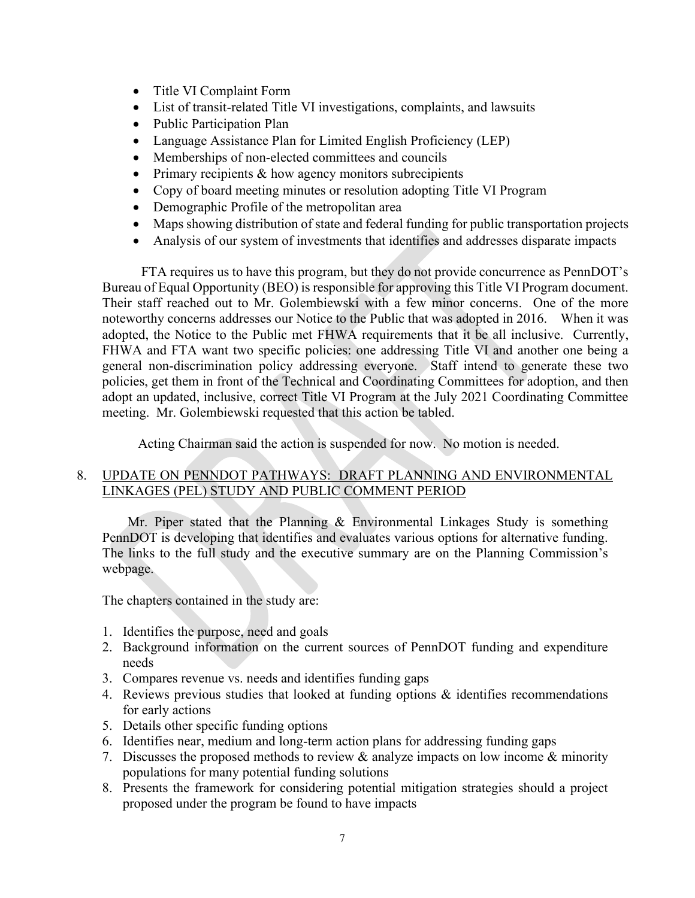- Title VI Complaint Form
- List of transit-related Title VI investigations, complaints, and lawsuits
- Public Participation Plan
- Language Assistance Plan for Limited English Proficiency (LEP)
- Memberships of non-elected committees and councils
- Primary recipients & how agency monitors subrecipients
- Copy of board meeting minutes or resolution adopting Title VI Program
- Demographic Profile of the metropolitan area
- Maps showing distribution of state and federal funding for public transportation projects
- Analysis of our system of investments that identifies and addresses disparate impacts

FTA requires us to have this program, but they do not provide concurrence as PennDOT's Bureau of Equal Opportunity (BEO) is responsible for approving this Title VI Program document. Their staff reached out to Mr. Golembiewski with a few minor concerns. One of the more noteworthy concerns addresses our Notice to the Public that was adopted in 2016. When it was adopted, the Notice to the Public met FHWA requirements that it be all inclusive. Currently, FHWA and FTA want two specific policies: one addressing Title VI and another one being a general non-discrimination policy addressing everyone. Staff intend to generate these two policies, get them in front of the Technical and Coordinating Committees for adoption, and then adopt an updated, inclusive, correct Title VI Program at the July 2021 Coordinating Committee meeting. Mr. Golembiewski requested that this action be tabled.

Acting Chairman said the action is suspended for now. No motion is needed.

8. UPDATE ON PENNDOT PATHWAYS: DRAFT PLANNING AND ENVIRONMENTAL LINKAGES (PEL) STUDY AND PUBLIC COMMENT PERIOD

Mr. Piper stated that the Planning & Environmental Linkages Study is something PennDOT is developing that identifies and evaluates various options for alternative funding. The links to the full study and the executive summary are on the Planning Commission's webpage.

The chapters contained in the study are:

1. Identifies the purpose, need and goals
2. Background information on the current sources of PennDOT funding and expenditure needs
3. Compares revenue vs. needs and identifies funding gaps
4. Reviews previous studies that looked at funding options & identifies recommendations for early actions
5. Details other specific funding options
6. Identifies near, medium and long-term action plans for addressing funding gaps
7. Discusses the proposed methods to review & analyze impacts on low income & minority populations for many potential funding solutions
8. Presents the framework for considering potential mitigation strategies should a project proposed under the program be found to have impacts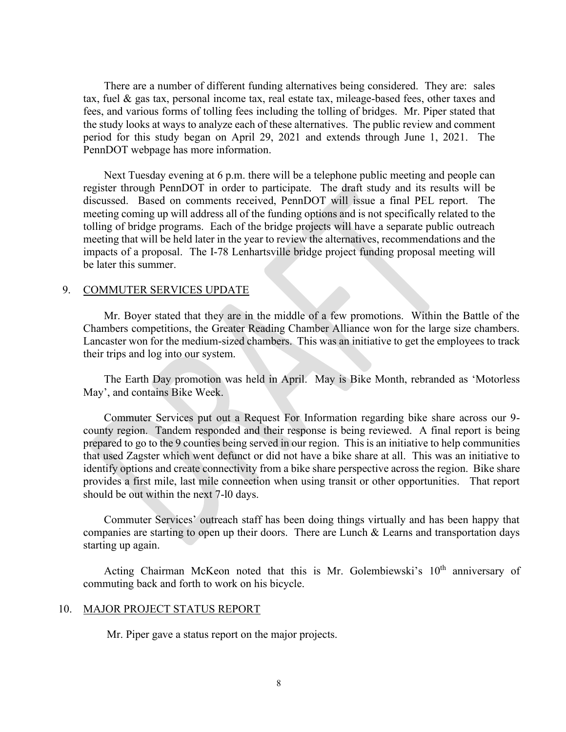There are a number of different funding alternatives being considered. They are: sales tax, fuel & gas tax, personal income tax, real estate tax, mileage-based fees, other taxes and fees, and various forms of tolling fees including the tolling of bridges. Mr. Piper stated that the study looks at ways to analyze each of these alternatives. The public review and comment period for this study began on April 29, 2021 and extends through June 1, 2021. The PennDOT webpage has more information.

Next Tuesday evening at 6 p.m. there will be a telephone public meeting and people can register through PennDOT in order to participate. The draft study and its results will be discussed. Based on comments received, PennDOT will issue a final PEL report. The meeting coming up will address all of the funding options and is not specifically related to the tolling of bridge programs. Each of the bridge projects will have a separate public outreach meeting that will be held later in the year to review the alternatives, recommendations and the impacts of a proposal. The I-78 Lenhartsville bridge project funding proposal meeting will be later this summer.

9. COMMUTER SERVICES UPDATE

Mr. Boyer stated that they are in the middle of a few promotions. Within the Battle of the Chambers competitions, the Greater Reading Chamber Alliance won for the large size chambers. Lancaster won for the medium-sized chambers. This was an initiative to get the employees to track their trips and log into our system.

The Earth Day promotion was held in April. May is Bike Month, rebranded as 'Motorless May', and contains Bike Week.

Commuter Services put out a Request For Information regarding bike share across our 9-county region. Tandem responded and their response is being reviewed. A final report is being prepared to go to the 9 counties being served in our region. This is an initiative to help communities that used Zagster which went defunct or did not have a bike share at all. This was an initiative to identify options and create connectivity from a bike share perspective across the region. Bike share provides a first mile, last mile connection when using transit or other opportunities. That report should be out within the next 7-l0 days.

Commuter Services' outreach staff has been doing things virtually and has been happy that companies are starting to open up their doors. There are Lunch & Learns and transportation days starting up again.

Acting Chairman McKeon noted that this is Mr. Golembiewski's 10th anniversary of commuting back and forth to work on his bicycle.

10. MAJOR PROJECT STATUS REPORT

Mr. Piper gave a status report on the major projects.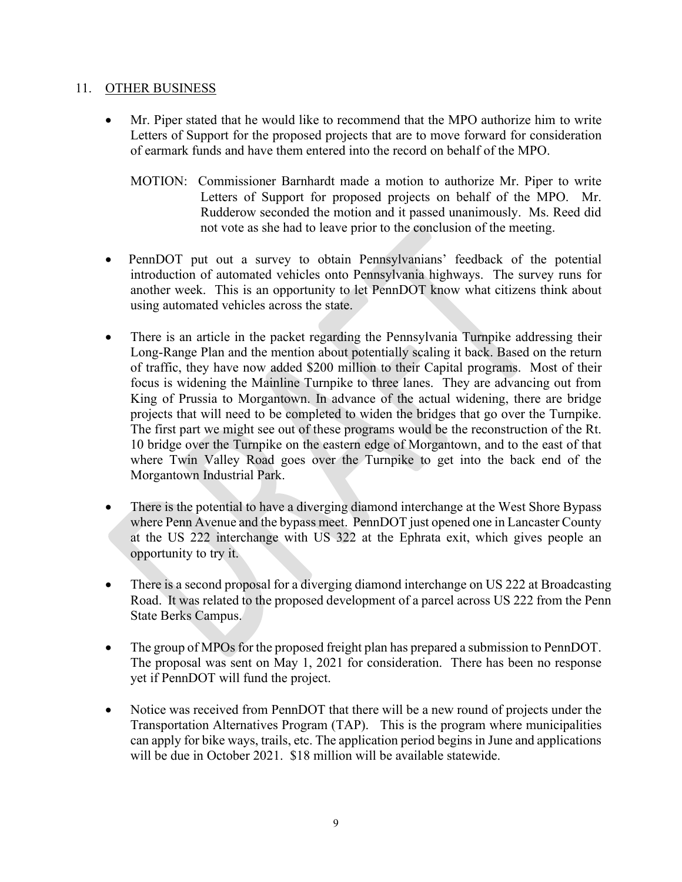11. OTHER BUSINESS

- Mr. Piper stated that he would like to recommend that the MPO authorize him to write Letters of Support for the proposed projects that are to move forward for consideration of earmark funds and have them entered into the record on behalf of the MPO.

  MOTION: Commissioner Barnhardt made a motion to authorize Mr. Piper to write Letters of Support for proposed projects on behalf of the MPO. Mr. Rudderow seconded the motion and it passed unanimously. Ms. Reed did not vote as she had to leave prior to the conclusion of the meeting.

- PennDOT put out a survey to obtain Pennsylvanians' feedback of the potential introduction of automated vehicles onto Pennsylvania highways. The survey runs for another week. This is an opportunity to let PennDOT know what citizens think about using automated vehicles across the state.

- There is an article in the packet regarding the Pennsylvania Turnpike addressing their Long-Range Plan and the mention about potentially scaling it back. Based on the return of traffic, they have now added $200 million to their Capital programs. Most of their focus is widening the Mainline Turnpike to three lanes. They are advancing out from King of Prussia to Morgantown. In advance of the actual widening, there are bridge projects that will need to be completed to widen the bridges that go over the Turnpike. The first part we might see out of these programs would be the reconstruction of the Rt. 10 bridge over the Turnpike on the eastern edge of Morgantown, and to the east of that where Twin Valley Road goes over the Turnpike to get into the back end of the Morgantown Industrial Park.

- There is the potential to have a diverging diamond interchange at the West Shore Bypass where Penn Avenue and the bypass meet. PennDOT just opened one in Lancaster County at the US 222 interchange with US 322 at the Ephrata exit, which gives people an opportunity to try it.

- There is a second proposal for a diverging diamond interchange on US 222 at Broadcasting Road. It was related to the proposed development of a parcel across US 222 from the Penn State Berks Campus.

- The group of MPOs for the proposed freight plan has prepared a submission to PennDOT. The proposal was sent on May 1, 2021 for consideration. There has been no response yet if PennDOT will fund the project.

- Notice was received from PennDOT that there will be a new round of projects under the Transportation Alternatives Program (TAP). This is the program where municipalities can apply for bike ways, trails, etc. The application period begins in June and applications will be due in October 2021. $18 million will be available statewide.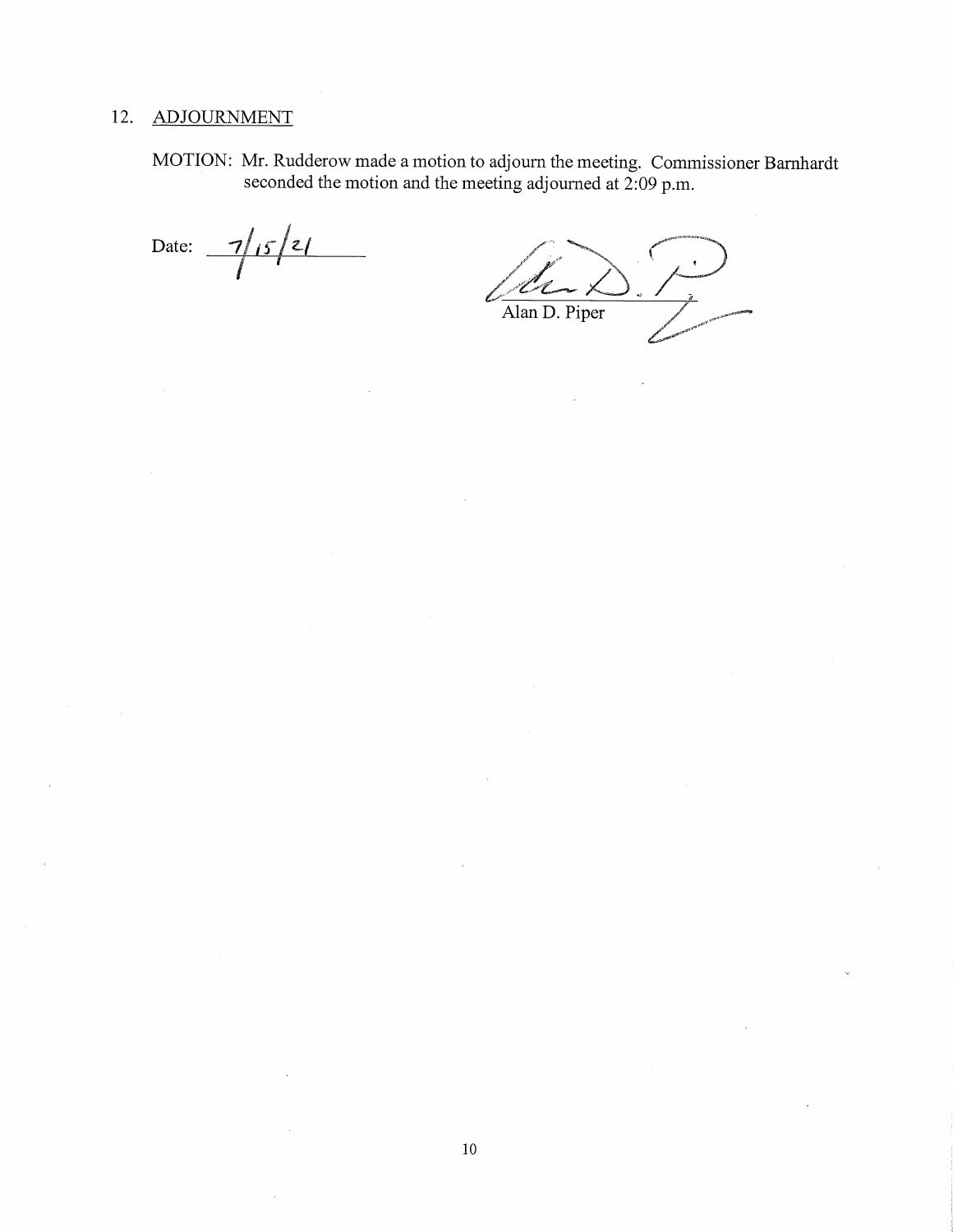## 12. ADJOURNMENT

MOTION: Mr. Rudderow made a motion to adjourn the meeting. Commissioner Barnhardt seconded the motion and the meeting adjourned at 2:09 p.m.

Date: 7/15/21

Alan D. Piper